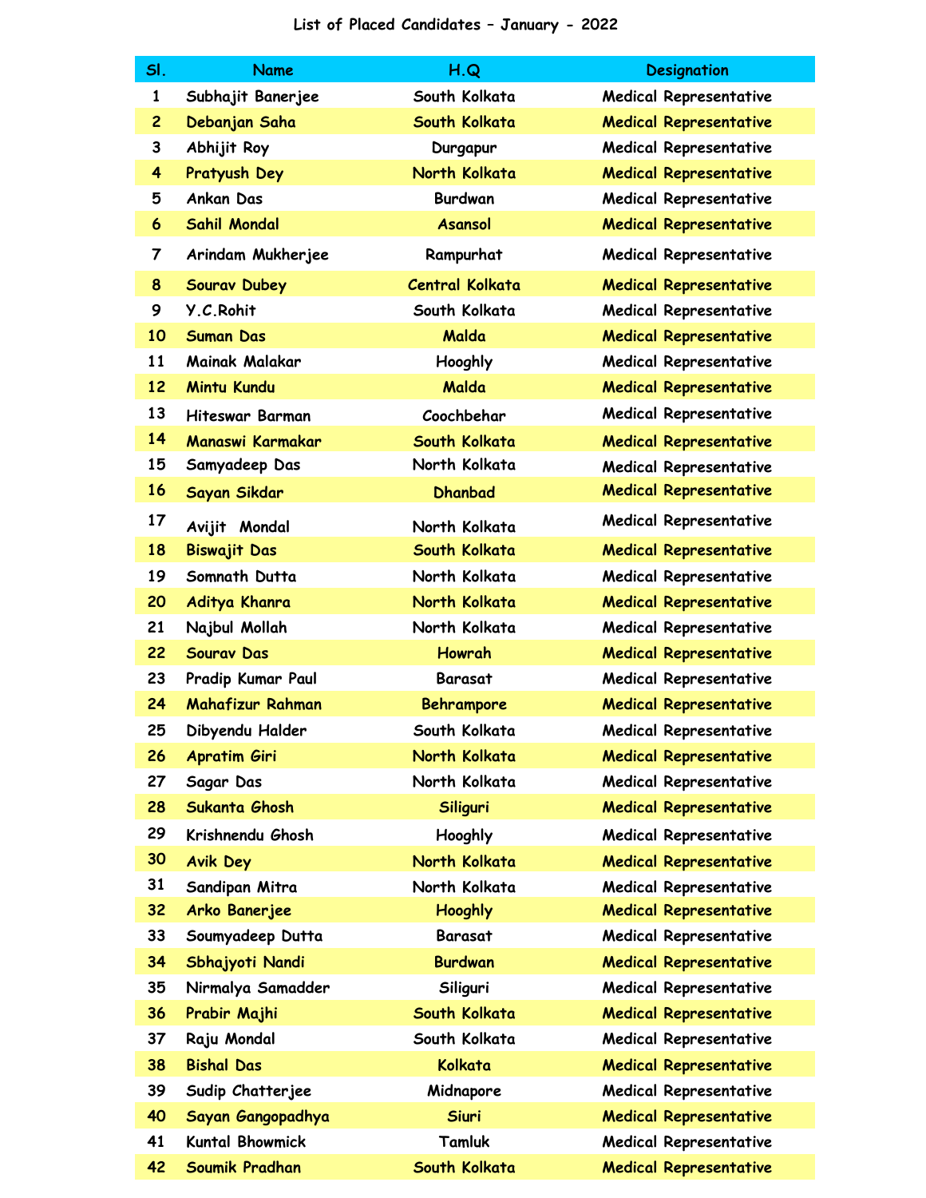# List of Placed Candidates – January - 2022

| Sl. | Name | H.Q | Designation |
|---|---|---|---|
| 1 | Subhajit Banerjee | South Kolkata | Medical Representative |
| 2 | Debanjan Saha | South Kolkata | Medical Representative |
| 3 | Abhijit Roy | Durgapur | Medical Representative |
| 4 | Pratyush Dey | North Kolkata | Medical Representative |
| 5 | Ankan Das | Burdwan | Medical Representative |
| 6 | Sahil Mondal | Asansol | Medical Representative |
| 7 | Arindam Mukherjee | Rampurhat | Medical Representative |
| 8 | Sourav Dubey | Central Kolkata | Medical Representative |
| 9 | Y.C.Rohit | South Kolkata | Medical Representative |
| 10 | Suman Das | Malda | Medical Representative |
| 11 | Mainak Malakar | Hooghly | Medical Representative |
| 12 | Mintu Kundu | Malda | Medical Representative |
| 13 | Hiteswar Barman | Coochbehar | Medical Representative |
| 14 | Manaswi Karmakar | South Kolkata | Medical Representative |
| 15 | Samyadeep Das | North Kolkata | Medical Representative |
| 16 | Sayan Sikdar | Dhanbad | Medical Representative |
| 17 | Avijit Mondal | North Kolkata | Medical Representative |
| 18 | Biswajit Das | South Kolkata | Medical Representative |
| 19 | Somnath Dutta | North Kolkata | Medical Representative |
| 20 | Aditya Khanra | North Kolkata | Medical Representative |
| 21 | Najbul Mollah | North Kolkata | Medical Representative |
| 22 | Sourav Das | Howrah | Medical Representative |
| 23 | Pradip Kumar Paul | Barasat | Medical Representative |
| 24 | Mahafizur Rahman | Behrampore | Medical Representative |
| 25 | Dibyendu Halder | South Kolkata | Medical Representative |
| 26 | Apratim Giri | North Kolkata | Medical Representative |
| 27 | Sagar Das | North Kolkata | Medical Representative |
| 28 | Sukanta Ghosh | Siliguri | Medical Representative |
| 29 | Krishnendu Ghosh | Hooghly | Medical Representative |
| 30 | Avik Dey | North Kolkata | Medical Representative |
| 31 | Sandipan Mitra | North Kolkata | Medical Representative |
| 32 | Arko Banerjee | Hooghly | Medical Representative |
| 33 | Soumyadeep Dutta | Barasat | Medical Representative |
| 34 | Sbhajyoti Nandi | Burdwan | Medical Representative |
| 35 | Nirmalya Samadder | Siliguri | Medical Representative |
| 36 | Prabir Majhi | South Kolkata | Medical Representative |
| 37 | Raju Mondal | South Kolkata | Medical Representative |
| 38 | Bishal Das | Kolkata | Medical Representative |
| 39 | Sudip Chatterjee | Midnapore | Medical Representative |
| 40 | Sayan Gangopadhya | Siuri | Medical Representative |
| 41 | Kuntal Bhowmick | Tamluk | Medical Representative |
| 42 | Soumik Pradhan | South Kolkata | Medical Representative |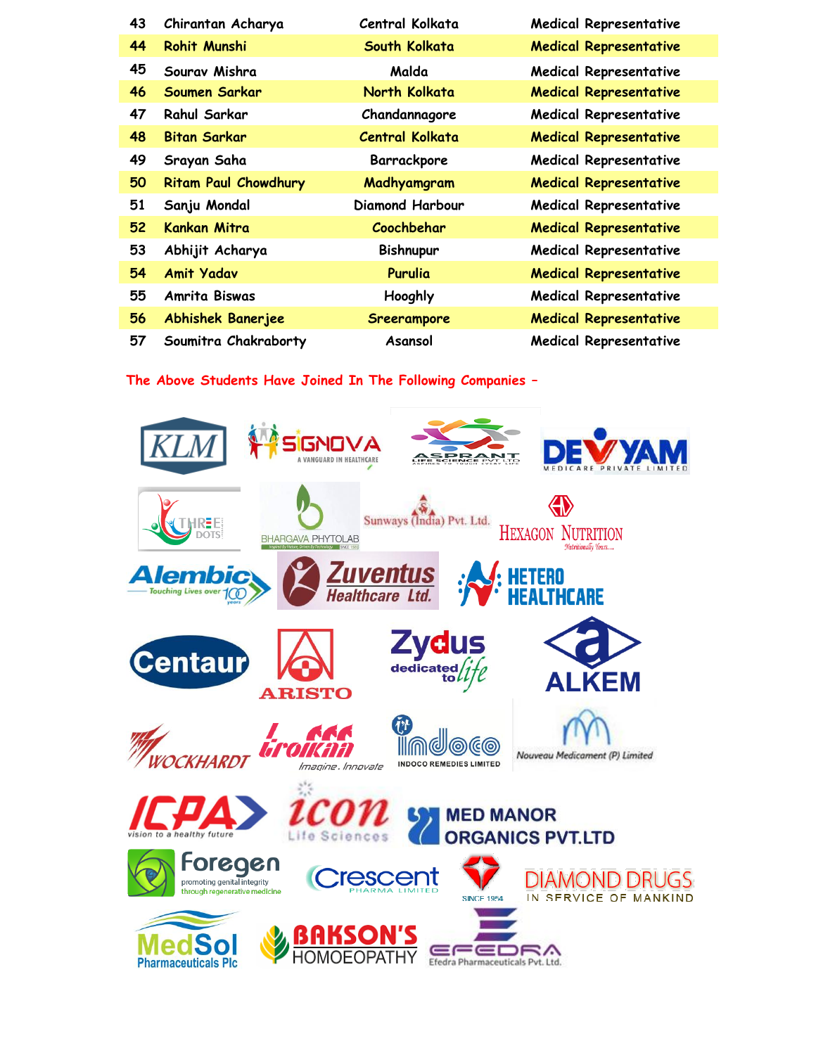| | | | |
|---|---|---|---|
| 43 | Chirantan Acharya | Central Kolkata | Medical Representative |
| 44 | Rohit Munshi | South Kolkata | Medical Representative |
| 45 | Sourav Mishra | Malda | Medical Representative |
| 46 | Soumen Sarkar | North Kolkata | Medical Representative |
| 47 | Rahul Sarkar | Chandannagore | Medical Representative |
| 48 | Bitan Sarkar | Central Kolkata | Medical Representative |
| 49 | Srayan Saha | Barrackpore | Medical Representative |
| 50 | Ritam Paul Chowdhury | Madhyamgram | Medical Representative |
| 51 | Sanju Mondal | Diamond Harbour | Medical Representative |
| 52 | Kankan Mitra | Coochbehar | Medical Representative |
| 53 | Abhijit Acharya | Bishnupur | Medical Representative |
| 54 | Amit Yadav | Purulia | Medical Representative |
| 55 | Amrita Biswas | Hooghly | Medical Representative |
| 56 | Abhishek Banerjee | Sreerampore | Medical Representative |
| 57 | Soumitra Chakraborty | Asansol | Medical Representative |

**The Above Students Have Joined In The Following Companies –**

KLM
SIGNOVA A VANGUARD IN HEALTHCARE
ASPRANT LIFE SCIENCE PVT LTD
DEVYAM MEDICARE PRIVATE LIMITED
THREE DOTS
BHARGAVA PHYTOLAB
Sunways (India) Pvt. Ltd.
HEXAGON NUTRITION
Alembic Touching Lives over 100 years
Zuventus Healthcare Ltd.
HETERO HEALTHCARE
Centaur
ARISTO
Zydus dedicated to life
ALKEM
WOCKHARDT
troikaa Imagine. Innovate
INDOCO REMEDIES LIMITED
Nouveau Medicament (P) Limited
ICPA vision to a healthy future
icon Life Sciences
MED MANOR ORGANICS PVT.LTD
Foregen promoting genital integrity through regenerative medicine
Crescent PHARMA LIMITED
SINCE 1954
DIAMOND DRUGS IN SERVICE OF MANKIND
MedSol Pharmaceuticals Plc
BAKSON'S HOMOEOPATHY
EFEDRA Efedra Pharmaceuticals Pvt. Ltd.